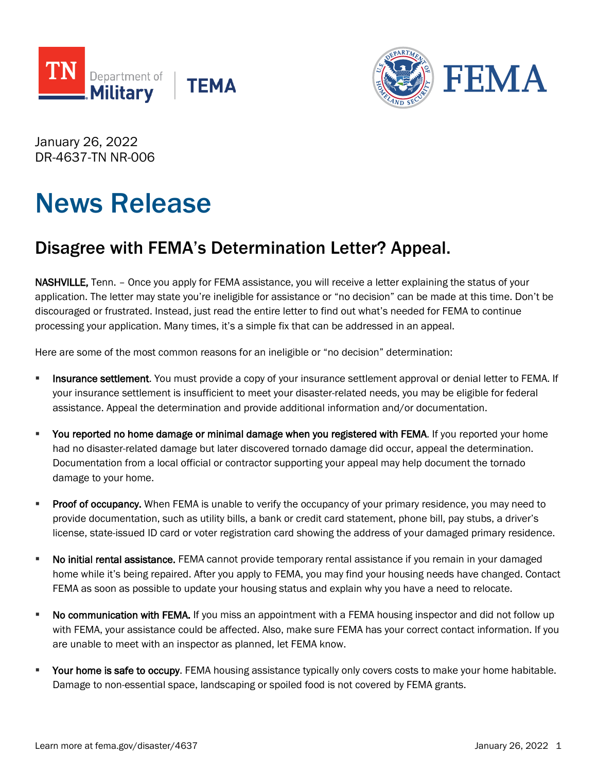January 26, 2022
DR-4637-TN NR-006

# News Release

## Disagree with FEMA's Determination Letter? Appeal.

**NASHVILLE,** Tenn. – Once you apply for FEMA assistance, you will receive a letter explaining the status of your application. The letter may state you're ineligible for assistance or "no decision" can be made at this time. Don't be discouraged or frustrated. Instead, just read the entire letter to find out what's needed for FEMA to continue processing your application. Many times, it's a simple fix that can be addressed in an appeal.

Here are some of the most common reasons for an ineligible or "no decision" determination:

- **Insurance settlement**. You must provide a copy of your insurance settlement approval or denial letter to FEMA. If your insurance settlement is insufficient to meet your disaster-related needs, you may be eligible for federal assistance. Appeal the determination and provide additional information and/or documentation.

- **You reported no home damage or minimal damage when you registered with FEMA**. If you reported your home had no disaster-related damage but later discovered tornado damage did occur, appeal the determination. Documentation from a local official or contractor supporting your appeal may help document the tornado damage to your home.

- **Proof of occupancy.** When FEMA is unable to verify the occupancy of your primary residence, you may need to provide documentation, such as utility bills, a bank or credit card statement, phone bill, pay stubs, a driver's license, state-issued ID card or voter registration card showing the address of your damaged primary residence.

- **No initial rental assistance.** FEMA cannot provide temporary rental assistance if you remain in your damaged home while it's being repaired. After you apply to FEMA, you may find your housing needs have changed. Contact FEMA as soon as possible to update your housing status and explain why you have a need to relocate.

- **No communication with FEMA.** If you miss an appointment with a FEMA housing inspector and did not follow up with FEMA, your assistance could be affected. Also, make sure FEMA has your correct contact information. If you are unable to meet with an inspector as planned, let FEMA know.

- **Your home is safe to occupy**. FEMA housing assistance typically only covers costs to make your home habitable. Damage to non-essential space, landscaping or spoiled food is not covered by FEMA grants.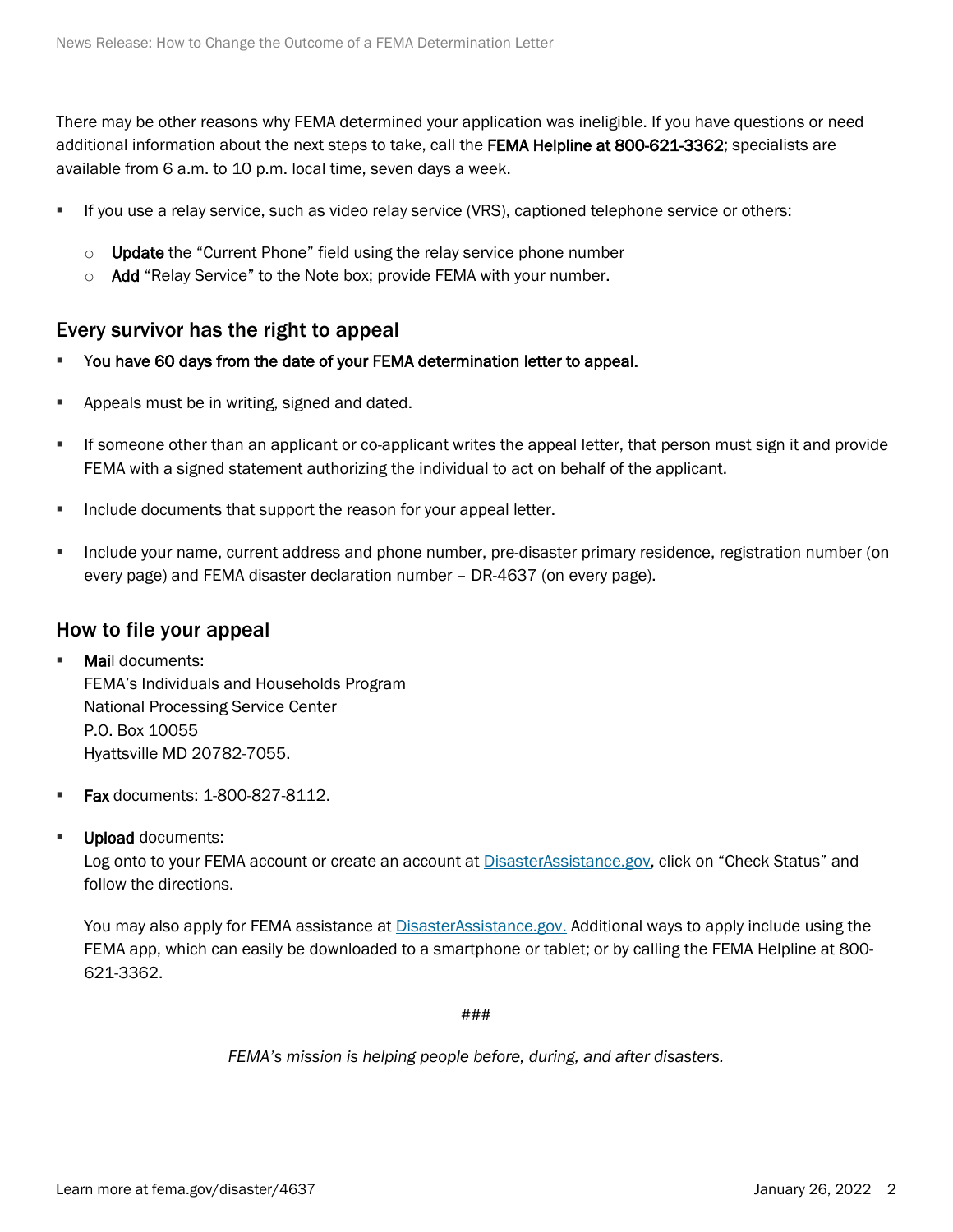There may be other reasons why FEMA determined your application was ineligible. If you have questions or need additional information about the next steps to take, call the **FEMA Helpline at 800-621-3362**; specialists are available from 6 a.m. to 10 p.m. local time, seven days a week.

- If you use a relay service, such as video relay service (VRS), captioned telephone service or others:
  - **Update** the "Current Phone" field using the relay service phone number
  - **Add** "Relay Service" to the Note box; provide FEMA with your number.

## Every survivor has the right to appeal

- **You have 60 days from the date of your FEMA determination letter to appeal.**
- Appeals must be in writing, signed and dated.
- If someone other than an applicant or co-applicant writes the appeal letter, that person must sign it and provide FEMA with a signed statement authorizing the individual to act on behalf of the applicant.
- Include documents that support the reason for your appeal letter.
- Include your name, current address and phone number, pre-disaster primary residence, registration number (on every page) and FEMA disaster declaration number – DR-4637 (on every page).

## How to file your appeal

- **Mail** documents:
  FEMA's Individuals and Households Program
  National Processing Service Center
  P.O. Box 10055
  Hyattsville MD 20782-7055.
- **Fax** documents: 1-800-827-8112.
- **Upload** documents:
  Log onto to your FEMA account or create an account at DisasterAssistance.gov, click on "Check Status" and follow the directions.

  You may also apply for FEMA assistance at DisasterAssistance.gov. Additional ways to apply include using the FEMA app, which can easily be downloaded to a smartphone or tablet; or by calling the FEMA Helpline at 800-621-3362.

###

*FEMA's mission is helping people before, during, and after disasters.*

Learn more at fema.gov/disaster/4637